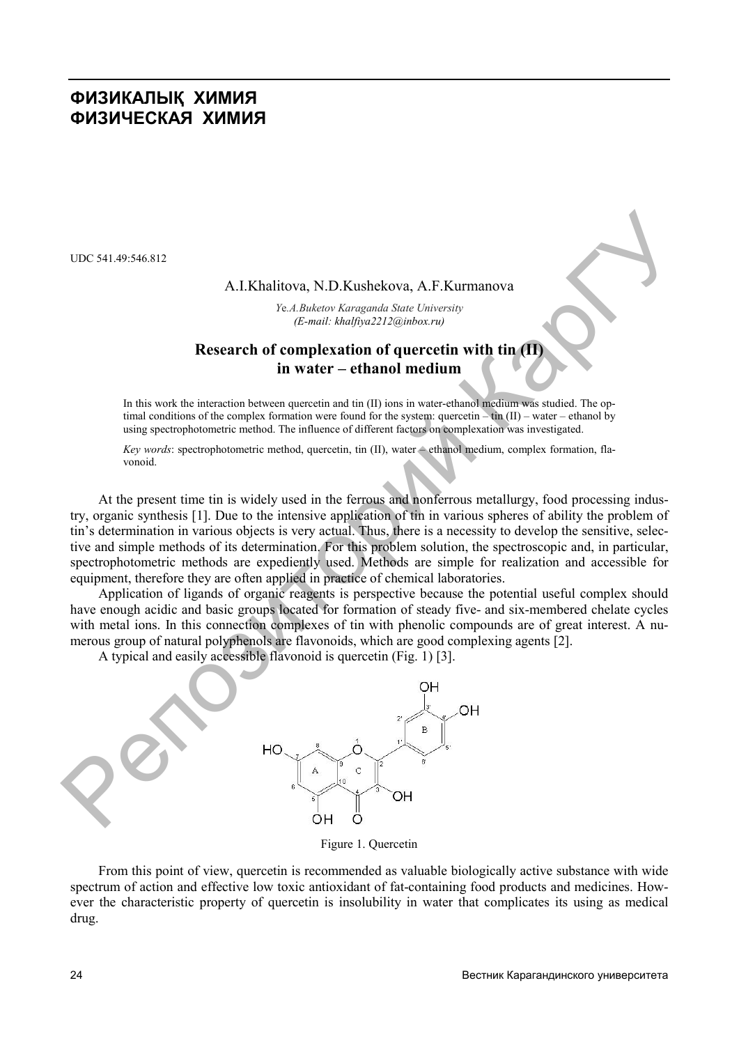# ФИЗИКАЛЫҚ ХИМИЯ
# ФИЗИЧЕСКАЯ ХИМИЯ

UDC 541.49:546.812

A.I.Khalitova, N.D.Kushekova, A.F.Kurmanova

*Ye.A.Buketov Karaganda State University*
*(E-mail: khalfiya2212@inbox.ru)*

## Research of complexation of quercetin with tin (II) in water – ethanol medium

In this work the interaction between quercetin and tin (II) ions in water-ethanol medium was studied. The optimal conditions of the complex formation were found for the system: quercetin – tin (II) – water – ethanol by using spectrophotometric method. The influence of different factors on complexation was investigated.

*Key words*: spectrophotometric method, quercetin, tin (II), water – ethanol medium, complex formation, flavonoid.

At the present time tin is widely used in the ferrous and nonferrous metallurgy, food processing industry, organic synthesis [1]. Due to the intensive application of tin in various spheres of ability the problem of tin's determination in various objects is very actual. Thus, there is a necessity to develop the sensitive, selective and simple methods of its determination. For this problem solution, the spectroscopic and, in particular, spectrophotometric methods are expediently used. Methods are simple for realization and accessible for equipment, therefore they are often applied in practice of chemical laboratories.

Application of ligands of organic reagents is perspective because the potential useful complex should have enough acidic and basic groups located for formation of steady five- and six-membered chelate cycles with metal ions. In this connection complexes of tin with phenolic compounds are of great interest. A numerous group of natural polyphenols are flavonoids, which are good complexing agents [2].

A typical and easily accessible flavonoid is quercetin (Fig. 1) [3].

Figure 1. Quercetin

From this point of view, quercetin is recommended as valuable biologically active substance with wide spectrum of action and effective low toxic antioxidant of fat-containing food products and medicines. However the characteristic property of quercetin is insolubility in water that complicates its using as medical drug.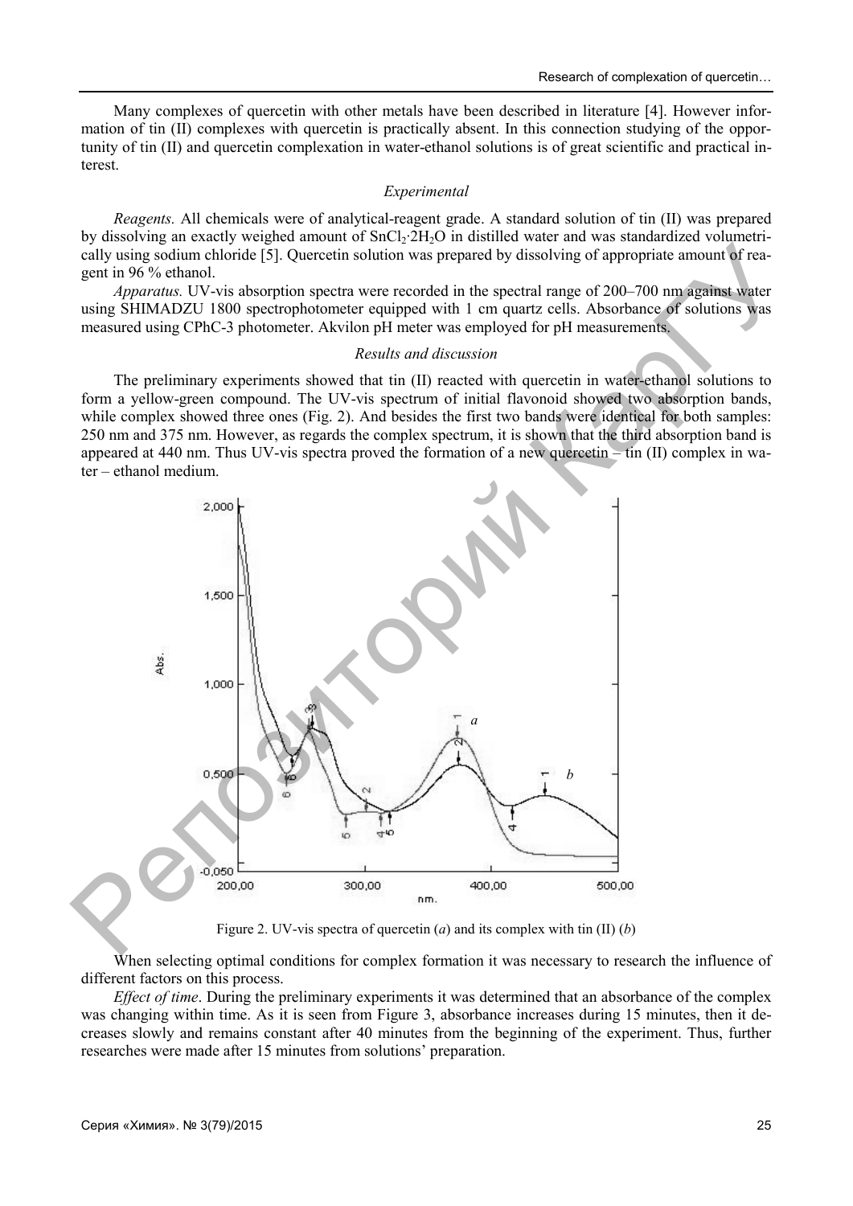Many complexes of quercetin with other metals have been described in literature [4]. However information of tin (II) complexes with quercetin is practically absent. In this connection studying of the opportunity of tin (II) and quercetin complexation in water-ethanol solutions is of great scientific and practical interest.

### *Experimental*

*Reagents.* All chemicals were of analytical-reagent grade. A standard solution of tin (II) was prepared by dissolving an exactly weighed amount of $SnCl_2 \cdot 2H_2O$ in distilled water and was standardized volumetrically using sodium chloride [5]. Quercetin solution was prepared by dissolving of appropriate amount of reagent in 96 % ethanol.

*Apparatus.* UV-vis absorption spectra were recorded in the spectral range of 200–700 nm against water using SHIMADZU 1800 spectrophotometer equipped with 1 cm quartz cells. Absorbance of solutions was measured using CPhC-3 photometer. Akvilon pH meter was employed for pH measurements.

### *Results and discussion*

The preliminary experiments showed that tin (II) reacted with quercetin in water-ethanol solutions to form a yellow-green compound. The UV-vis spectrum of initial flavonoid showed two absorption bands, while complex showed three ones (Fig. 2). And besides the first two bands were identical for both samples: 250 nm and 375 nm. However, as regards the complex spectrum, it is shown that the third absorption band is appeared at 440 nm. Thus UV-vis spectra proved the formation of a new quercetin – tin (II) complex in water – ethanol medium.

Figure 2. UV-vis spectra of quercetin (*a*) and its complex with tin (II) (*b*)

When selecting optimal conditions for complex formation it was necessary to research the influence of different factors on this process.

*Effect of time*. During the preliminary experiments it was determined that an absorbance of the complex was changing within time. As it is seen from Figure 3, absorbance increases during 15 minutes, then it decreases slowly and remains constant after 40 minutes from the beginning of the experiment. Thus, further researches were made after 15 minutes from solutions' preparation.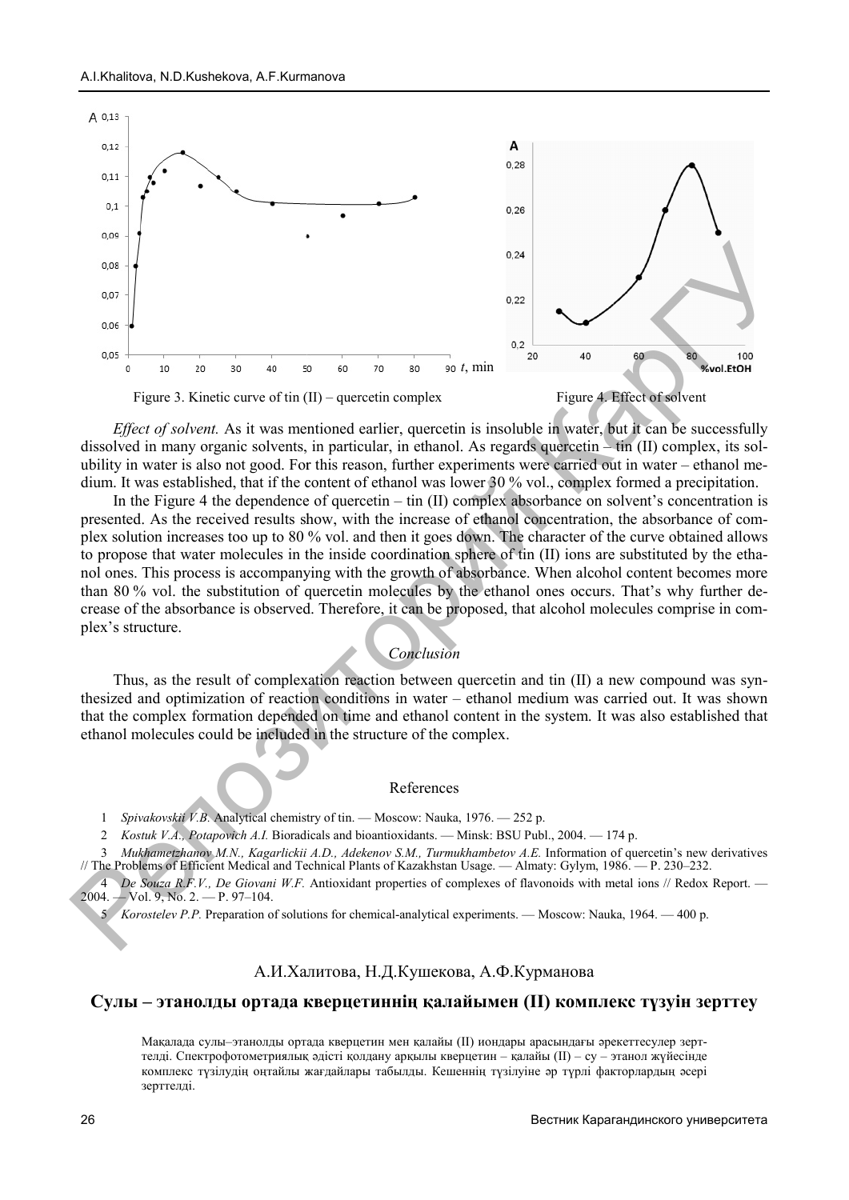Figure 3. Kinetic curve of tin (II) – quercetin complex

Figure 4. Effect of solvent

*Effect of solvent.* As it was mentioned earlier, quercetin is insoluble in water, but it can be successfully dissolved in many organic solvents, in particular, in ethanol. As regards quercetin – tin (II) complex, its solubility in water is also not good. For this reason, further experiments were carried out in water – ethanol medium. It was established, that if the content of ethanol was lower 30 % vol., complex formed a precipitation.

In the Figure 4 the dependence of quercetin – tin (II) complex absorbance on solvent's concentration is presented. As the received results show, with the increase of ethanol concentration, the absorbance of complex solution increases too up to 80 % vol. and then it goes down. The character of the curve obtained allows to propose that water molecules in the inside coordination sphere of tin (II) ions are substituted by the ethanol ones. This process is accompanying with the growth of absorbance. When alcohol content becomes more than 80 % vol. the substitution of quercetin molecules by the ethanol ones occurs. That's why further decrease of the absorbance is observed. Therefore, it can be proposed, that alcohol molecules comprise in complex's structure.

### *Conclusion*

Thus, as the result of complexation reaction between quercetin and tin (II) a new compound was synthesized and optimization of reaction conditions in water – ethanol medium was carried out. It was shown that the complex formation depended on time and ethanol content in the system. It was also established that ethanol molecules could be included in the structure of the complex.

## References

1. *Spivakovskii V.B.* Analytical chemistry of tin. — Moscow: Nauka, 1976. — 252 p.
2. *Kostuk V.A., Potapovich A.I.* Bioradicals and bioantioxidants. — Minsk: BSU Publ., 2004. — 174 p.
3. *Mukhametzhanov M.N., Kagarlickii A.D., Adekenov S.M., Turmukhambetov A.E.* Information of quercetin's new derivatives // The Problems of Efficient Medical and Technical Plants of Kazakhstan Usage. — Almaty: Gylym, 1986. — P. 230–232.
4. *De Souza R.F.V., De Giovani W.F.* Antioxidant properties of complexes of flavonoids with metal ions // Redox Report. — 2004. — Vol. 9, No. 2. — P. 97–104.
5. *Korostelev P.P.* Preparation of solutions for chemical-analytical experiments. — Moscow: Nauka, 1964. — 400 p.

А.И.Халитова, Н.Д.Кушекова, А.Ф.Курманова

## Сулы – этанолды ортада кверцетиннің қалайымен (II) комплекс түзуін зерттеу

Мақалада сулы–этанолды ортада кверцетин мен қалайы (II) иондары арасындағы әрекеттесулер зерттелді. Спектрофотометриялық әдісті қолдану арқылы кверцетин – қалайы (II) – су – этанол жүйесінде комплекс түзілудің оңтайлы жағдайлары табылды. Кешеннің түзілуіне әр түрлі факторлардың әсері зерттелді.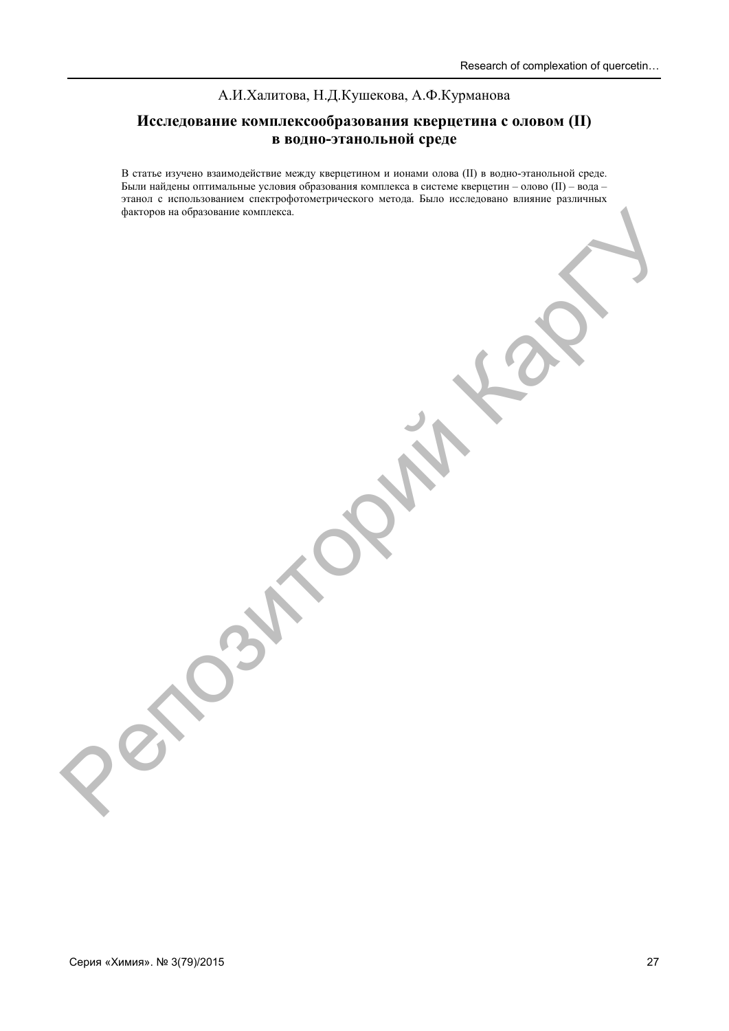А.И.Халитова, Н.Д.Кушекова, А.Ф.Курманова

## Исследование комплексообразования кверцетина с оловом (II) в водно-этанольной среде

В статье изучено взаимодействие между кверцетином и ионами олова (II) в водно-этанольной среде. Были найдены оптимальные условия образования комплекса в системе кверцетин – олово (II) – вода – этанол с использованием спектрофотометрического метода. Было исследовано влияние различных факторов на образование комплекса.